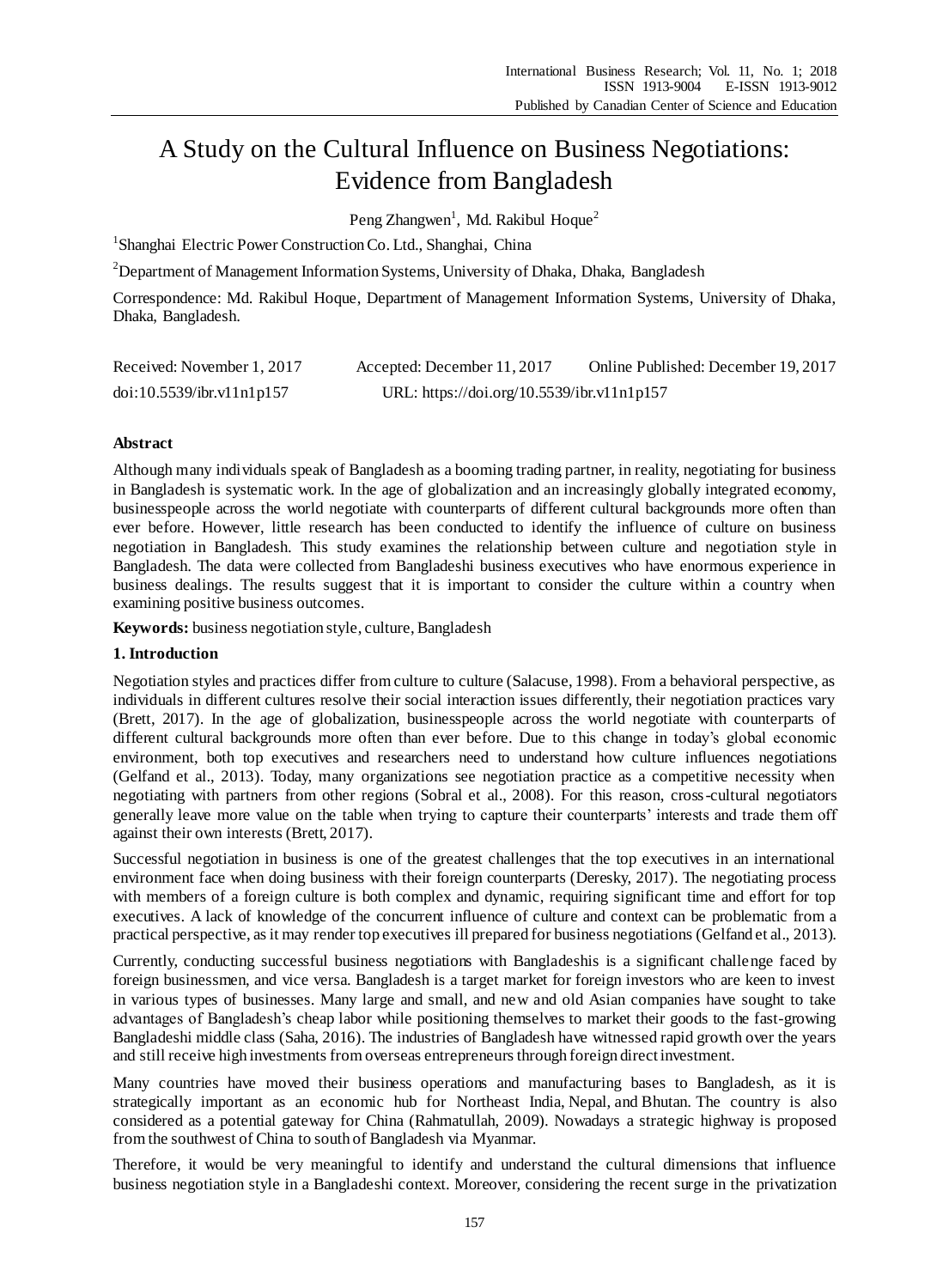# A Study on the Cultural Influence on Business Negotiations: Evidence from Bangladesh

Peng Zhangwen[1], Md. Rakibul Hoque[2]

[1]Shanghai Electric Power Construction Co. Ltd., Shanghai, China

[2]Department of Management Information Systems, University of Dhaka, Dhaka, Bangladesh

Correspondence: Md. Rakibul Hoque, Department of Management Information Systems, University of Dhaka, Dhaka, Bangladesh.

Received: November 1, 2017 Accepted: December 11, 2017 Online Published: December 19, 2017

doi:10.5539/ibr.v11n1p157 URL: https://doi.org/10.5539/ibr.v11n1p157

## Abstract

Although many individuals speak of Bangladesh as a booming trading partner, in reality, negotiating for business in Bangladesh is systematic work. In the age of globalization and an increasingly globally integrated economy, businesspeople across the world negotiate with counterparts of different cultural backgrounds more often than ever before. However, little research has been conducted to identify the influence of culture on business negotiation in Bangladesh. This study examines the relationship between culture and negotiation style in Bangladesh. The data were collected from Bangladeshi business executives who have enormous experience in business dealings. The results suggest that it is important to consider the culture within a country when examining positive business outcomes.

**Keywords:** business negotiation style, culture, Bangladesh

## 1. Introduction

Negotiation styles and practices differ from culture to culture (Salacuse, 1998). From a behavioral perspective, as individuals in different cultures resolve their social interaction issues differently, their negotiation practices vary (Brett, 2017). In the age of globalization, businesspeople across the world negotiate with counterparts of different cultural backgrounds more often than ever before. Due to this change in today's global economic environment, both top executives and researchers need to understand how culture influences negotiations (Gelfand et al., 2013). Today, many organizations see negotiation practice as a competitive necessity when negotiating with partners from other regions (Sobral et al., 2008). For this reason, cross-cultural negotiators generally leave more value on the table when trying to capture their counterparts' interests and trade them off against their own interests (Brett, 2017).

Successful negotiation in business is one of the greatest challenges that the top executives in an international environment face when doing business with their foreign counterparts (Deresky, 2017). The negotiating process with members of a foreign culture is both complex and dynamic, requiring significant time and effort for top executives. A lack of knowledge of the concurrent influence of culture and context can be problematic from a practical perspective, as it may render top executives ill prepared for business negotiations (Gelfand et al., 2013).

Currently, conducting successful business negotiations with Bangladeshis is a significant challenge faced by foreign businessmen, and vice versa. Bangladesh is a target market for foreign investors who are keen to invest in various types of businesses. Many large and small, and new and old Asian companies have sought to take advantages of Bangladesh's cheap labor while positioning themselves to market their goods to the fast-growing Bangladeshi middle class (Saha, 2016). The industries of Bangladesh have witnessed rapid growth over the years and still receive high investments from overseas entrepreneurs through foreign direct investment.

Many countries have moved their business operations and manufacturing bases to Bangladesh, as it is strategically important as an economic hub for Northeast India, Nepal, and Bhutan. The country is also considered as a potential gateway for China (Rahmatullah, 2009). Nowadays a strategic highway is proposed from the southwest of China to south of Bangladesh via Myanmar.

Therefore, it would be very meaningful to identify and understand the cultural dimensions that influence business negotiation style in a Bangladeshi context. Moreover, considering the recent surge in the privatization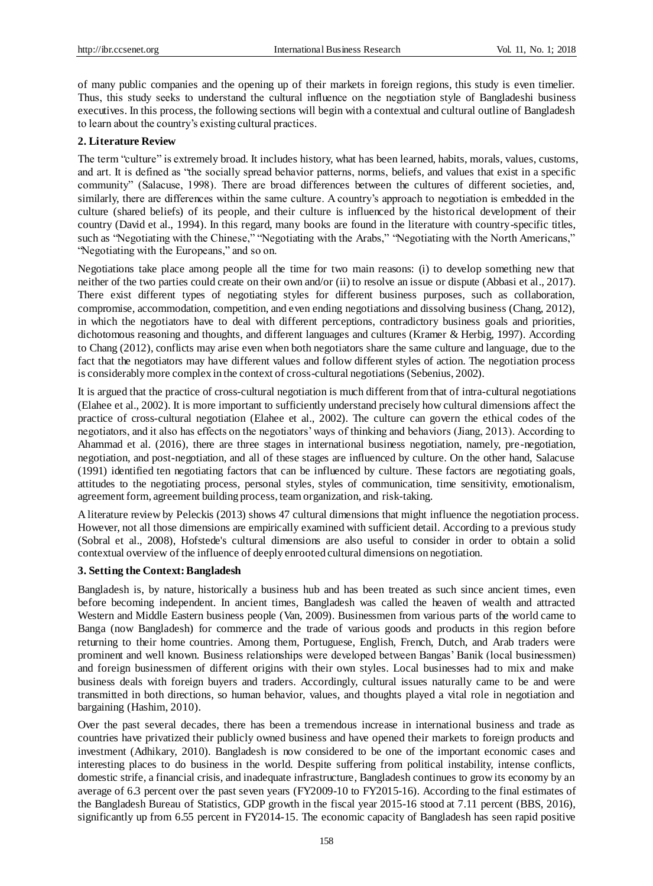of many public companies and the opening up of their markets in foreign regions, this study is even timelier. Thus, this study seeks to understand the cultural influence on the negotiation style of Bangladeshi business executives. In this process, the following sections will begin with a contextual and cultural outline of Bangladesh to learn about the country's existing cultural practices.

## 2. Literature Review

The term "culture" is extremely broad. It includes history, what has been learned, habits, morals, values, customs, and art. It is defined as "the socially spread behavior patterns, norms, beliefs, and values that exist in a specific community" (Salacuse, 1998). There are broad differences between the cultures of different societies, and, similarly, there are differences within the same culture. A country's approach to negotiation is embedded in the culture (shared beliefs) of its people, and their culture is influenced by the historical development of their country (David et al., 1994). In this regard, many books are found in the literature with country-specific titles, such as "Negotiating with the Chinese," "Negotiating with the Arabs," "Negotiating with the North Americans," "Negotiating with the Europeans," and so on.

Negotiations take place among people all the time for two main reasons: (i) to develop something new that neither of the two parties could create on their own and/or (ii) to resolve an issue or dispute (Abbasi et al., 2017). There exist different types of negotiating styles for different business purposes, such as collaboration, compromise, accommodation, competition, and even ending negotiations and dissolving business (Chang, 2012), in which the negotiators have to deal with different perceptions, contradictory business goals and priorities, dichotomous reasoning and thoughts, and different languages and cultures (Kramer & Herbig, 1997). According to Chang (2012), conflicts may arise even when both negotiators share the same culture and language, due to the fact that the negotiators may have different values and follow different styles of action. The negotiation process is considerably more complex in the context of cross-cultural negotiations (Sebenius, 2002).

It is argued that the practice of cross-cultural negotiation is much different from that of intra-cultural negotiations (Elahee et al., 2002). It is more important to sufficiently understand precisely how cultural dimensions affect the practice of cross-cultural negotiation (Elahee et al., 2002). The culture can govern the ethical codes of the negotiators, and it also has effects on the negotiators' ways of thinking and behaviors (Jiang, 2013). According to Ahammad et al. (2016), there are three stages in international business negotiation, namely, pre-negotiation, negotiation, and post-negotiation, and all of these stages are influenced by culture. On the other hand, Salacuse (1991) identified ten negotiating factors that can be influenced by culture. These factors are negotiating goals, attitudes to the negotiating process, personal styles, styles of communication, time sensitivity, emotionalism, agreement form, agreement building process, team organization, and risk-taking.

A literature review by Peleckis (2013) shows 47 cultural dimensions that might influence the negotiation process. However, not all those dimensions are empirically examined with sufficient detail. According to a previous study (Sobral et al., 2008), Hofstede's cultural dimensions are also useful to consider in order to obtain a solid contextual overview of the influence of deeply enrooted cultural dimensions on negotiation.

## 3. Setting the Context: Bangladesh

Bangladesh is, by nature, historically a business hub and has been treated as such since ancient times, even before becoming independent. In ancient times, Bangladesh was called the heaven of wealth and attracted Western and Middle Eastern business people (Van, 2009). Businessmen from various parts of the world came to Banga (now Bangladesh) for commerce and the trade of various goods and products in this region before returning to their home countries. Among them, Portuguese, English, French, Dutch, and Arab traders were prominent and well known. Business relationships were developed between Bangas' Banik (local businessmen) and foreign businessmen of different origins with their own styles. Local businesses had to mix and make business deals with foreign buyers and traders. Accordingly, cultural issues naturally came to be and were transmitted in both directions, so human behavior, values, and thoughts played a vital role in negotiation and bargaining (Hashim, 2010).

Over the past several decades, there has been a tremendous increase in international business and trade as countries have privatized their publicly owned business and have opened their markets to foreign products and investment (Adhikary, 2010). Bangladesh is now considered to be one of the important economic cases and interesting places to do business in the world. Despite suffering from political instability, intense conflicts, domestic strife, a financial crisis, and inadequate infrastructure, Bangladesh continues to grow its economy by an average of 6.3 percent over the past seven years (FY2009-10 to FY2015-16). According to the final estimates of the Bangladesh Bureau of Statistics, GDP growth in the fiscal year 2015-16 stood at 7.11 percent (BBS, 2016), significantly up from 6.55 percent in FY2014-15. The economic capacity of Bangladesh has seen rapid positive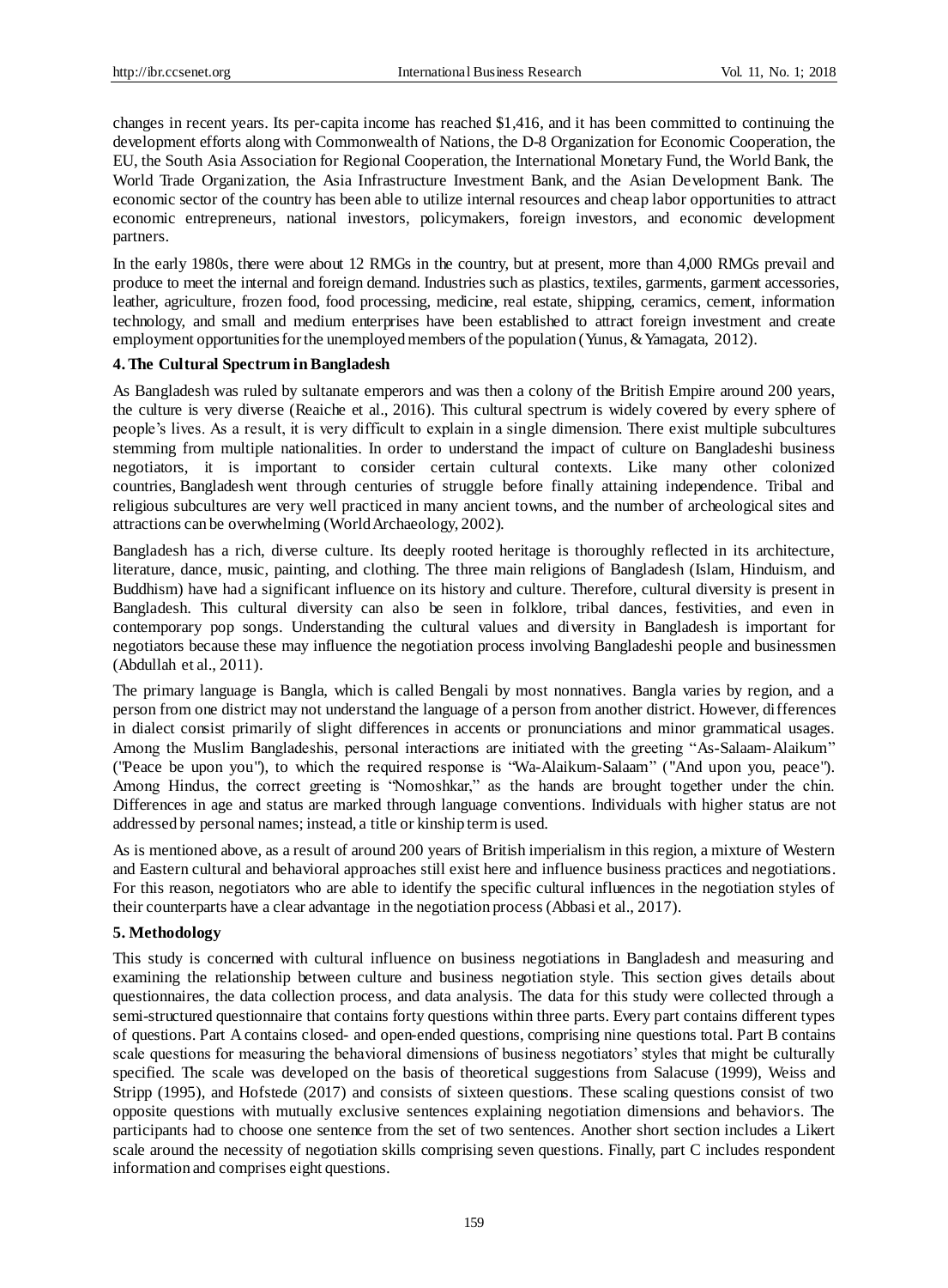changes in recent years. Its per-capita income has reached $1,416, and it has been committed to continuing the development efforts along with Commonwealth of Nations, the D-8 Organization for Economic Cooperation, the EU, the South Asia Association for Regional Cooperation, the International Monetary Fund, the World Bank, the World Trade Organization, the Asia Infrastructure Investment Bank, and the Asian Development Bank. The economic sector of the country has been able to utilize internal resources and cheap labor opportunities to attract economic entrepreneurs, national investors, policymakers, foreign investors, and economic development partners.

In the early 1980s, there were about 12 RMGs in the country, but at present, more than 4,000 RMGs prevail and produce to meet the internal and foreign demand. Industries such as plastics, textiles, garments, garment accessories, leather, agriculture, frozen food, food processing, medicine, real estate, shipping, ceramics, cement, information technology, and small and medium enterprises have been established to attract foreign investment and create employment opportunities for the unemployed members of the population (Yunus, & Yamagata, 2012).

## 4. The Cultural Spectrum in Bangladesh

As Bangladesh was ruled by sultanate emperors and was then a colony of the British Empire around 200 years, the culture is very diverse (Reaiche et al., 2016). This cultural spectrum is widely covered by every sphere of people's lives. As a result, it is very difficult to explain in a single dimension. There exist multiple subcultures stemming from multiple nationalities. In order to understand the impact of culture on Bangladeshi business negotiators, it is important to consider certain cultural contexts. Like many other colonized countries, Bangladesh went through centuries of struggle before finally attaining independence. Tribal and religious subcultures are very well practiced in many ancient towns, and the number of archeological sites and attractions can be overwhelming (World Archaeology, 2002).

Bangladesh has a rich, diverse culture. Its deeply rooted heritage is thoroughly reflected in its architecture, literature, dance, music, painting, and clothing. The three main religions of Bangladesh (Islam, Hinduism, and Buddhism) have had a significant influence on its history and culture. Therefore, cultural diversity is present in Bangladesh. This cultural diversity can also be seen in folklore, tribal dances, festivities, and even in contemporary pop songs. Understanding the cultural values and diversity in Bangladesh is important for negotiators because these may influence the negotiation process involving Bangladeshi people and businessmen (Abdullah et al., 2011).

The primary language is Bangla, which is called Bengali by most nonnatives. Bangla varies by region, and a person from one district may not understand the language of a person from another district. However, differences in dialect consist primarily of slight differences in accents or pronunciations and minor grammatical usages. Among the Muslim Bangladeshis, personal interactions are initiated with the greeting "As-Salaam-Alaikum" ("Peace be upon you"), to which the required response is "Wa-Alaikum-Salaam" ("And upon you, peace"). Among Hindus, the correct greeting is "Nomoshkar," as the hands are brought together under the chin. Differences in age and status are marked through language conventions. Individuals with higher status are not addressed by personal names; instead, a title or kinship term is used.

As is mentioned above, as a result of around 200 years of British imperialism in this region, a mixture of Western and Eastern cultural and behavioral approaches still exist here and influence business practices and negotiations. For this reason, negotiators who are able to identify the specific cultural influences in the negotiation styles of their counterparts have a clear advantage in the negotiation process (Abbasi et al., 2017).

## 5. Methodology

This study is concerned with cultural influence on business negotiations in Bangladesh and measuring and examining the relationship between culture and business negotiation style. This section gives details about questionnaires, the data collection process, and data analysis. The data for this study were collected through a semi-structured questionnaire that contains forty questions within three parts. Every part contains different types of questions. Part A contains closed- and open-ended questions, comprising nine questions total. Part B contains scale questions for measuring the behavioral dimensions of business negotiators' styles that might be culturally specified. The scale was developed on the basis of theoretical suggestions from Salacuse (1999), Weiss and Stripp (1995), and Hofstede (2017) and consists of sixteen questions. These scaling questions consist of two opposite questions with mutually exclusive sentences explaining negotiation dimensions and behaviors. The participants had to choose one sentence from the set of two sentences. Another short section includes a Likert scale around the necessity of negotiation skills comprising seven questions. Finally, part C includes respondent information and comprises eight questions.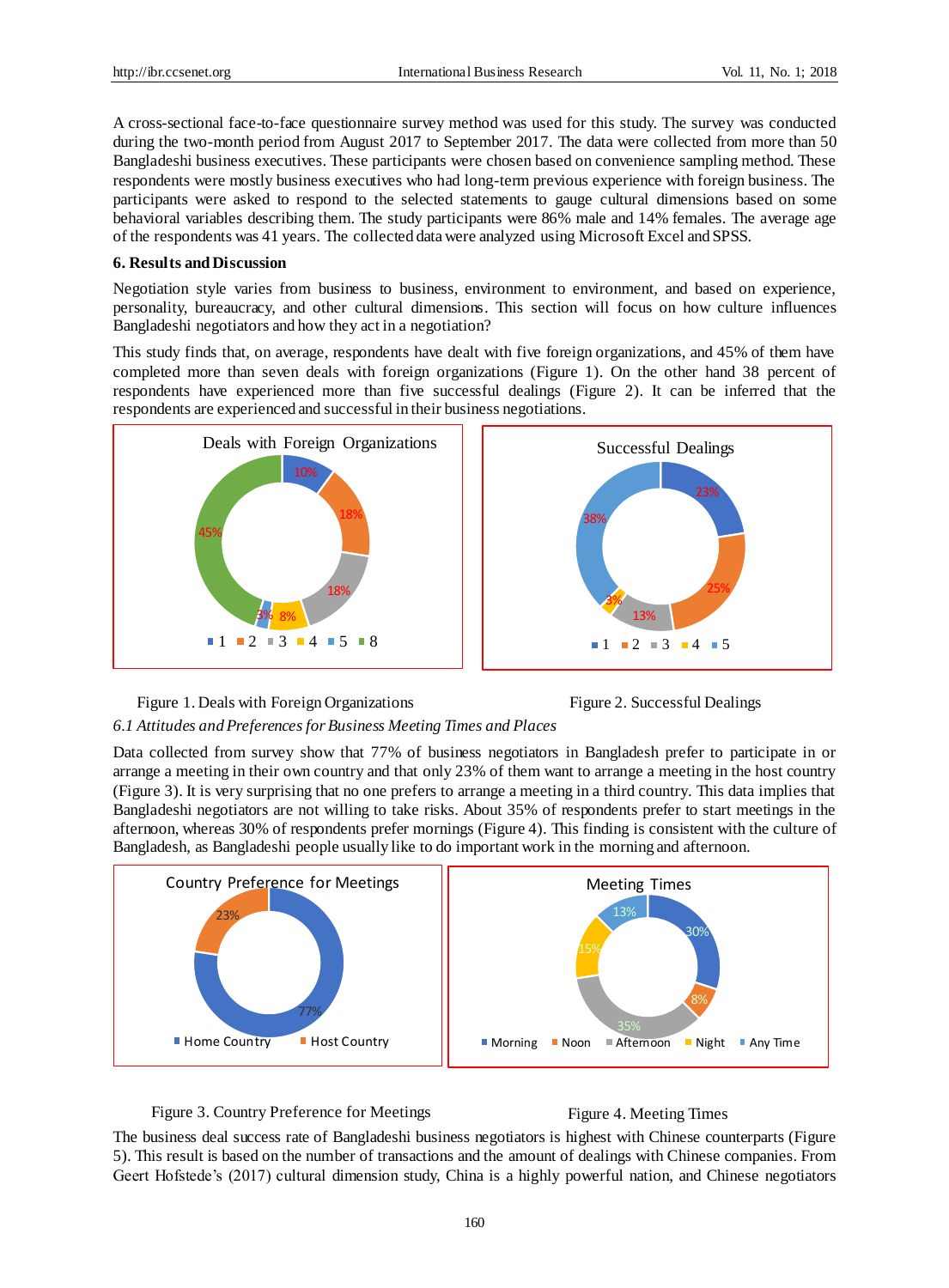A cross-sectional face-to-face questionnaire survey method was used for this study. The survey was conducted during the two-month period from August 2017 to September 2017. The data were collected from more than 50 Bangladeshi business executives. These participants were chosen based on convenience sampling method. These respondents were mostly business executives who had long-term previous experience with foreign business. The participants were asked to respond to the selected statements to gauge cultural dimensions based on some behavioral variables describing them. The study participants were 86% male and 14% females. The average age of the respondents was 41 years. The collected data were analyzed using Microsoft Excel and SPSS.

## 6. Results and Discussion

Negotiation style varies from business to business, environment to environment, and based on experience, personality, bureaucracy, and other cultural dimensions. This section will focus on how culture influences Bangladeshi negotiators and how they act in a negotiation?

This study finds that, on average, respondents have dealt with five foreign organizations, and 45% of them have completed more than seven deals with foreign organizations (Figure 1). On the other hand 38 percent of respondents have experienced more than five successful dealings (Figure 2). It can be inferred that the respondents are experienced and successful in their business negotiations.

Figure 1. Deals with Foreign Organizations

Figure 2. Successful Dealings

### *6.1 Attitudes and Preferences for Business Meeting Times and Places*

Data collected from survey show that 77% of business negotiators in Bangladesh prefer to participate in or arrange a meeting in their own country and that only 23% of them want to arrange a meeting in the host country (Figure 3). It is very surprising that no one prefers to arrange a meeting in a third country. This data implies that Bangladeshi negotiators are not willing to take risks. About 35% of respondents prefer to start meetings in the afternoon, whereas 30% of respondents prefer mornings (Figure 4). This finding is consistent with the culture of Bangladesh, as Bangladeshi people usually like to do important work in the morning and afternoon.

Figure 3. Country Preference for Meetings

Figure 4. Meeting Times

The business deal success rate of Bangladeshi business negotiators is highest with Chinese counterparts (Figure 5). This result is based on the number of transactions and the amount of dealings with Chinese companies. From Geert Hofstede's (2017) cultural dimension study, China is a highly powerful nation, and Chinese negotiators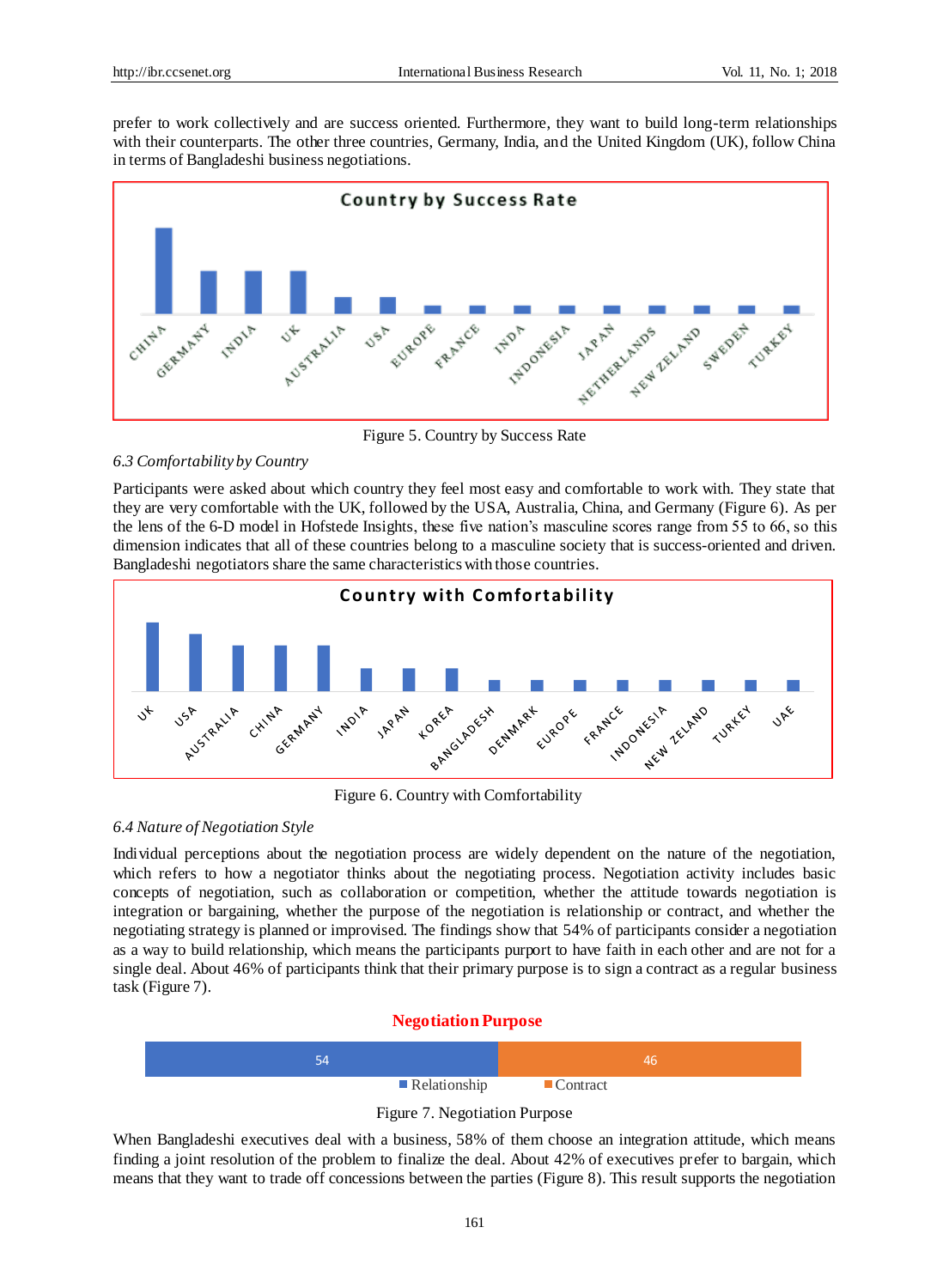prefer to work collectively and are success oriented. Furthermore, they want to build long-term relationships with their counterparts. The other three countries, Germany, India, and the United Kingdom (UK), follow China in terms of Bangladeshi business negotiations.

Figure 5. Country by Success Rate

### 6.3 Comfortability by Country

Participants were asked about which country they feel most easy and comfortable to work with. They state that they are very comfortable with the UK, followed by the USA, Australia, China, and Germany (Figure 6). As per the lens of the 6-D model in Hofstede Insights, these five nation's masculine scores range from 55 to 66, so this dimension indicates that all of these countries belong to a masculine society that is success-oriented and driven. Bangladeshi negotiators share the same characteristics with those countries.

Figure 6. Country with Comfortability

### 6.4 Nature of Negotiation Style

Individual perceptions about the negotiation process are widely dependent on the nature of the negotiation, which refers to how a negotiator thinks about the negotiating process. Negotiation activity includes basic concepts of negotiation, such as collaboration or competition, whether the attitude towards negotiation is integration or bargaining, whether the purpose of the negotiation is relationship or contract, and whether the negotiating strategy is planned or improvised. The findings show that 54% of participants consider a negotiation as a way to build relationship, which means the participants purport to have faith in each other and are not for a single deal. About 46% of participants think that their primary purpose is to sign a contract as a regular business task (Figure 7).

Figure 7. Negotiation Purpose

When Bangladeshi executives deal with a business, 58% of them choose an integration attitude, which means finding a joint resolution of the problem to finalize the deal. About 42% of executives prefer to bargain, which means that they want to trade off concessions between the parties (Figure 8). This result supports the negotiation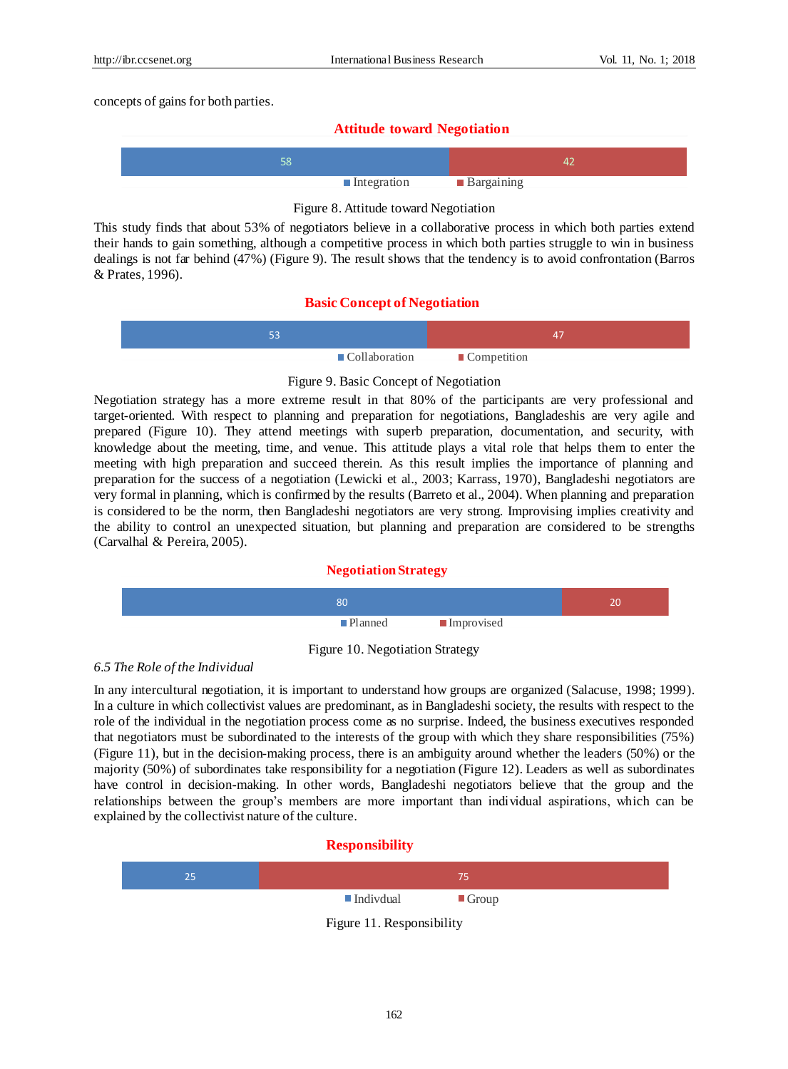concepts of gains for both parties.

**Attitude toward Negotiation**

| Integration | Bargaining |
| --- | --- |
| 58 | 42 |

Figure 8. Attitude toward Negotiation

This study finds that about 53% of negotiators believe in a collaborative process in which both parties extend their hands to gain something, although a competitive process in which both parties struggle to win in business dealings is not far behind (47%) (Figure 9). The result shows that the tendency is to avoid confrontation (Barros & Prates, 1996).

**Basic Concept of Negotiation**

| Collaboration | Competition |
| --- | --- |
| 53 | 47 |

Figure 9. Basic Concept of Negotiation

Negotiation strategy has a more extreme result in that 80% of the participants are very professional and target-oriented. With respect to planning and preparation for negotiations, Bangladeshis are very agile and prepared (Figure 10). They attend meetings with superb preparation, documentation, and security, with knowledge about the meeting, time, and venue. This attitude plays a vital role that helps them to enter the meeting with high preparation and succeed therein. As this result implies the importance of planning and preparation for the success of a negotiation (Lewicki et al., 2003; Karrass, 1970), Bangladeshi negotiators are very formal in planning, which is confirmed by the results (Barreto et al., 2004). When planning and preparation is considered to be the norm, then Bangladeshi negotiators are very strong. Improvising implies creativity and the ability to control an unexpected situation, but planning and preparation are considered to be strengths (Carvalhal & Pereira, 2005).

**Negotiation Strategy**

| Planned | Improvised |
| --- | --- |
| 80 | 20 |

Figure 10. Negotiation Strategy

*6.5 The Role of the Individual*

In any intercultural negotiation, it is important to understand how groups are organized (Salacuse, 1998; 1999). In a culture in which collectivist values are predominant, as in Bangladeshi society, the results with respect to the role of the individual in the negotiation process come as no surprise. Indeed, the business executives responded that negotiators must be subordinated to the interests of the group with which they share responsibilities (75%) (Figure 11), but in the decision-making process, there is an ambiguity around whether the leaders (50%) or the majority (50%) of subordinates take responsibility for a negotiation (Figure 12). Leaders as well as subordinates have control in decision-making. In other words, Bangladeshi negotiators believe that the group and the relationships between the group's members are more important than individual aspirations, which can be explained by the collectivist nature of the culture.

**Responsibility**

| Indivdual | Group |
| --- | --- |
| 25 | 75 |

Figure 11. Responsibility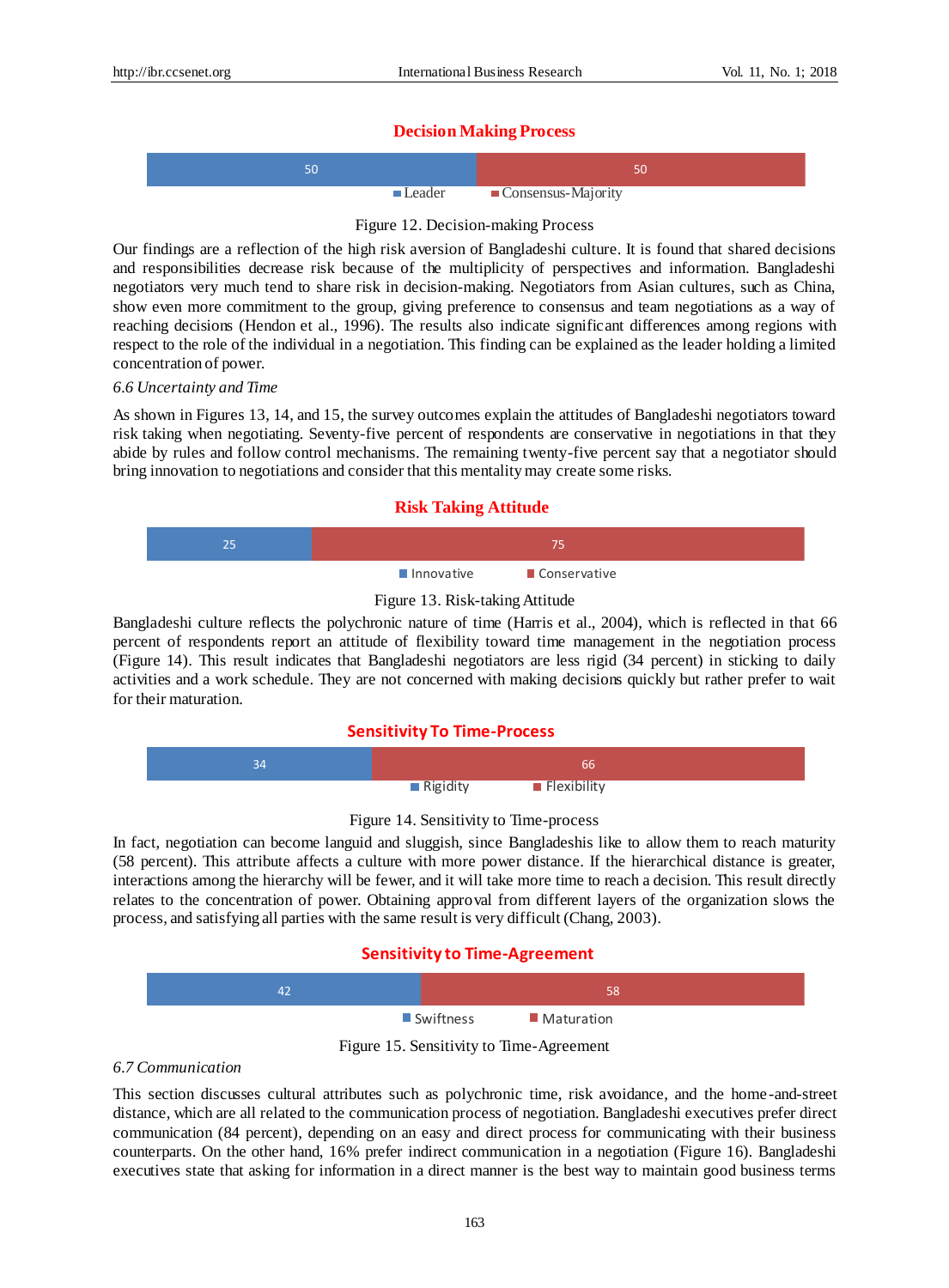**Decision Making Process**

| Leader | Consensus-Majority |
|---|---|
| 50 | 50 |

Figure 12. Decision-making Process

Our findings are a reflection of the high risk aversion of Bangladeshi culture. It is found that shared decisions and responsibilities decrease risk because of the multiplicity of perspectives and information. Bangladeshi negotiators very much tend to share risk in decision-making. Negotiators from Asian cultures, such as China, show even more commitment to the group, giving preference to consensus and team negotiations as a way of reaching decisions (Hendon et al., 1996). The results also indicate significant differences among regions with respect to the role of the individual in a negotiation. This finding can be explained as the leader holding a limited concentration of power.

### *6.6 Uncertainty and Time*

As shown in Figures 13, 14, and 15, the survey outcomes explain the attitudes of Bangladeshi negotiators toward risk taking when negotiating. Seventy-five percent of respondents are conservative in negotiations in that they abide by rules and follow control mechanisms. The remaining twenty-five percent say that a negotiator should bring innovation to negotiations and consider that this mentality may create some risks.

**Risk Taking Attitude**

| Innovative | Conservative |
|---|---|
| 25 | 75 |

Figure 13. Risk-taking Attitude

Bangladeshi culture reflects the polychronic nature of time (Harris et al., 2004), which is reflected in that 66 percent of respondents report an attitude of flexibility toward time management in the negotiation process (Figure 14). This result indicates that Bangladeshi negotiators are less rigid (34 percent) in sticking to daily activities and a work schedule. They are not concerned with making decisions quickly but rather prefer to wait for their maturation.

**Sensitivity To Time-Process**

| Rigidity | Flexibility |
|---|---|
| 34 | 66 |

Figure 14. Sensitivity to Time-process

In fact, negotiation can become languid and sluggish, since Bangladeshis like to allow them to reach maturity (58 percent). This attribute affects a culture with more power distance. If the hierarchical distance is greater, interactions among the hierarchy will be fewer, and it will take more time to reach a decision. This result directly relates to the concentration of power. Obtaining approval from different layers of the organization slows the process, and satisfying all parties with the same result is very difficult (Chang, 2003).

**Sensitivity to Time-Agreement**

| Swiftness | Maturation |
|---|---|
| 42 | 58 |

Figure 15. Sensitivity to Time-Agreement

### *6.7 Communication*

This section discusses cultural attributes such as polychronic time, risk avoidance, and the home-and-street distance, which are all related to the communication process of negotiation. Bangladeshi executives prefer direct communication (84 percent), depending on an easy and direct process for communicating with their business counterparts. On the other hand, 16% prefer indirect communication in a negotiation (Figure 16). Bangladeshi executives state that asking for information in a direct manner is the best way to maintain good business terms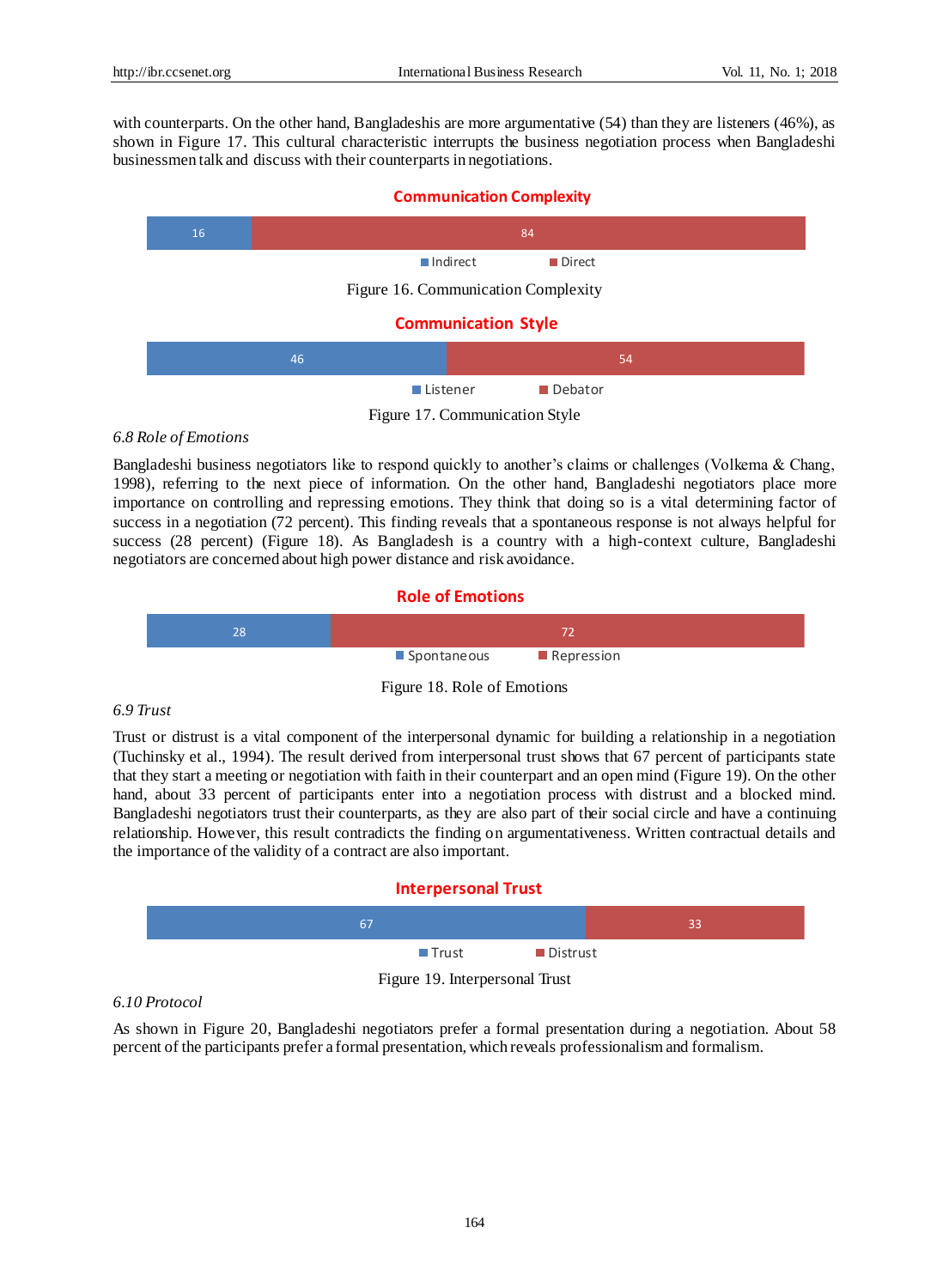with counterparts. On the other hand, Bangladeshis are more argumentative (54) than they are listeners (46%), as shown in Figure 17. This cultural characteristic interrupts the business negotiation process when Bangladeshi businessmen talk and discuss with their counterparts in negotiations.

**Communication Complexity**

| Indirect | Direct |
|---|---|
| 16 | 84 |

Figure 16. Communication Complexity

**Communication Style**

| Listener | Debator |
|---|---|
| 46 | 54 |

Figure 17. Communication Style

*6.8 Role of Emotions*

Bangladeshi business negotiators like to respond quickly to another's claims or challenges (Volkema & Chang, 1998), referring to the next piece of information. On the other hand, Bangladeshi negotiators place more importance on controlling and repressing emotions. They think that doing so is a vital determining factor of success in a negotiation (72 percent). This finding reveals that a spontaneous response is not always helpful for success (28 percent) (Figure 18). As Bangladesh is a country with a high-context culture, Bangladeshi negotiators are concerned about high power distance and risk avoidance.

**Role of Emotions**

| Spontaneous | Repression |
|---|---|
| 28 | 72 |

Figure 18. Role of Emotions

*6.9 Trust*

Trust or distrust is a vital component of the interpersonal dynamic for building a relationship in a negotiation (Tuchinsky et al., 1994). The result derived from interpersonal trust shows that 67 percent of participants state that they start a meeting or negotiation with faith in their counterpart and an open mind (Figure 19). On the other hand, about 33 percent of participants enter into a negotiation process with distrust and a blocked mind. Bangladeshi negotiators trust their counterparts, as they are also part of their social circle and have a continuing relationship. However, this result contradicts the finding on argumentativeness. Written contractual details and the importance of the validity of a contract are also important.

**Interpersonal Trust**

| Trust | Distrust |
|---|---|
| 67 | 33 |

Figure 19. Interpersonal Trust

*6.10 Protocol*

As shown in Figure 20, Bangladeshi negotiators prefer a formal presentation during a negotiation. About 58 percent of the participants prefer a formal presentation, which reveals professionalism and formalism.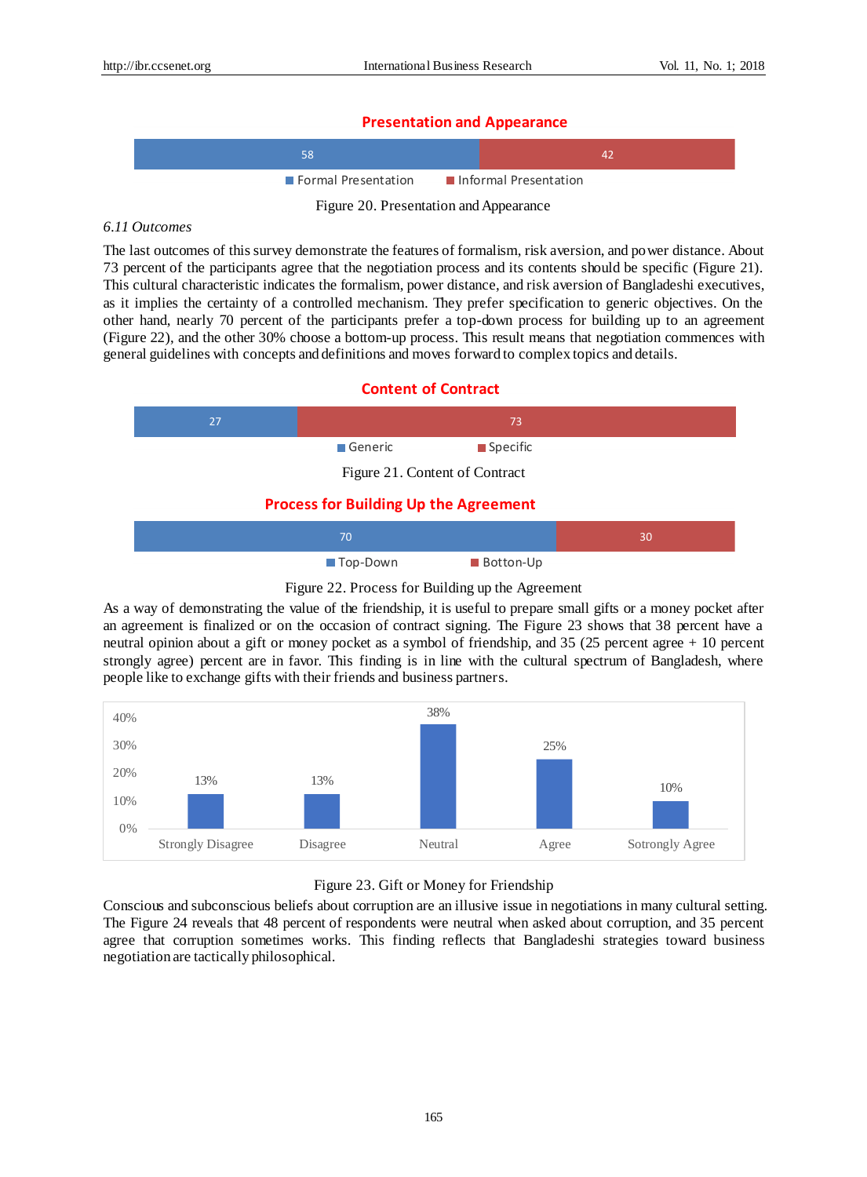**Presentation and Appearance**

| Formal Presentation | Informal Presentation |
|---|---|
| 58 | 42 |

Figure 20. Presentation and Appearance

*6.11 Outcomes*

The last outcomes of this survey demonstrate the features of formalism, risk aversion, and power distance. About 73 percent of the participants agree that the negotiation process and its contents should be specific (Figure 21). This cultural characteristic indicates the formalism, power distance, and risk aversion of Bangladeshi executives, as it implies the certainty of a controlled mechanism. They prefer specification to generic objectives. On the other hand, nearly 70 percent of the participants prefer a top-down process for building up to an agreement (Figure 22), and the other 30% choose a bottom-up process. This result means that negotiation commences with general guidelines with concepts and definitions and moves forward to complex topics and details.

**Content of Contract**

| Generic | Specific |
|---|---|
| 27 | 73 |

Figure 21. Content of Contract

**Process for Building Up the Agreement**

| Top-Down | Botton-Up |
|---|---|
| 70 | 30 |

Figure 22. Process for Building up the Agreement

As a way of demonstrating the value of the friendship, it is useful to prepare small gifts or a money pocket after an agreement is finalized or on the occasion of contract signing. The Figure 23 shows that 38 percent have a neutral opinion about a gift or money pocket as a symbol of friendship, and 35 (25 percent agree + 10 percent strongly agree) percent are in favor. This finding is in line with the cultural spectrum of Bangladesh, where people like to exchange gifts with their friends and business partners.

| Strongly Disagree | Disagree | Neutral | Agree | Sotrongly Agree |
|---|---|---|---|---|
| 13% | 13% | 38% | 25% | 10% |

Figure 23. Gift or Money for Friendship

Conscious and subconscious beliefs about corruption are an illusive issue in negotiations in many cultural setting. The Figure 24 reveals that 48 percent of respondents were neutral when asked about corruption, and 35 percent agree that corruption sometimes works. This finding reflects that Bangladeshi strategies toward business negotiation are tactically philosophical.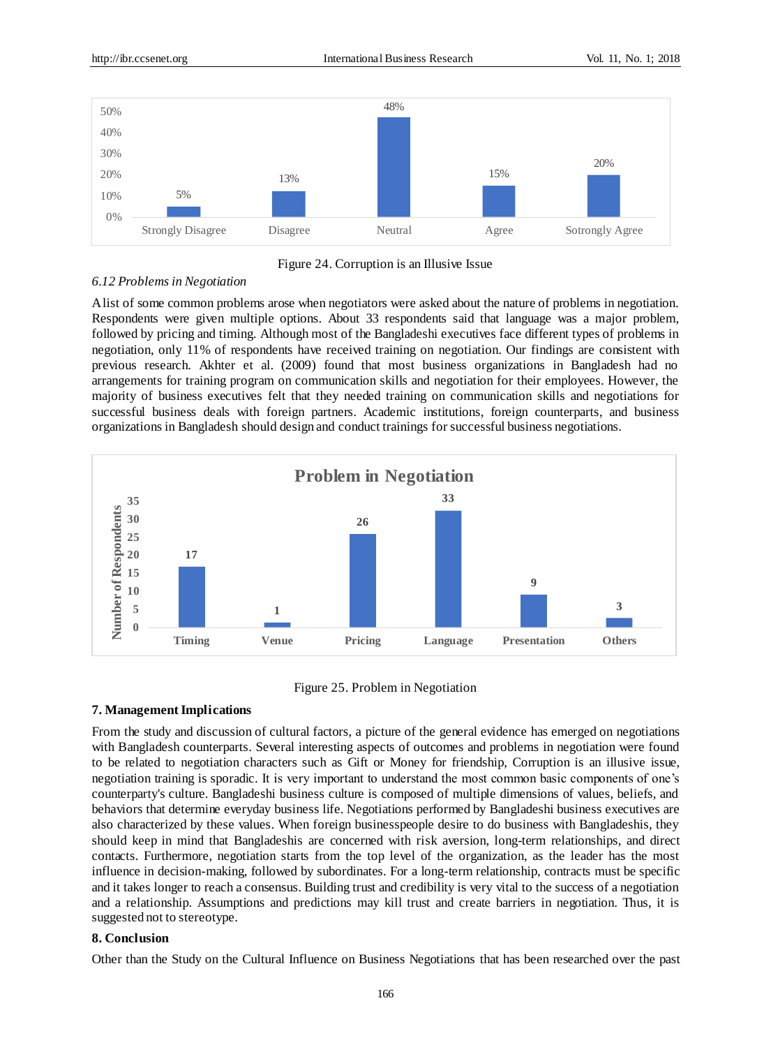Figure 24. Corruption is an Illusive Issue

*6.12 Problems in Negotiation*

A list of some common problems arose when negotiators were asked about the nature of problems in negotiation. Respondents were given multiple options. About 33 respondents said that language was a major problem, followed by pricing and timing. Although most of the Bangladeshi executives face different types of problems in negotiation, only 11% of respondents have received training on negotiation. Our findings are consistent with previous research. Akhter et al. (2009) found that most business organizations in Bangladesh had no arrangements for training program on communication skills and negotiation for their employees. However, the majority of business executives felt that they needed training on communication skills and negotiations for successful business deals with foreign partners. Academic institutions, foreign counterparts, and business organizations in Bangladesh should design and conduct trainings for successful business negotiations.

Figure 25. Problem in Negotiation

## 7. Management Implications

From the study and discussion of cultural factors, a picture of the general evidence has emerged on negotiations with Bangladesh counterparts. Several interesting aspects of outcomes and problems in negotiation were found to be related to negotiation characters such as Gift or Money for friendship, Corruption is an illusive issue, negotiation training is sporadic. It is very important to understand the most common basic components of one's counterparty's culture. Bangladeshi business culture is composed of multiple dimensions of values, beliefs, and behaviors that determine everyday business life. Negotiations performed by Bangladeshi business executives are also characterized by these values. When foreign businesspeople desire to do business with Bangladeshis, they should keep in mind that Bangladeshis are concerned with risk aversion, long-term relationships, and direct contacts. Furthermore, negotiation starts from the top level of the organization, as the leader has the most influence in decision-making, followed by subordinates. For a long-term relationship, contracts must be specific and it takes longer to reach a consensus. Building trust and credibility is very vital to the success of a negotiation and a relationship. Assumptions and predictions may kill trust and create barriers in negotiation. Thus, it is suggested not to stereotype.

## 8. Conclusion

Other than the Study on the Cultural Influence on Business Negotiations that has been researched over the past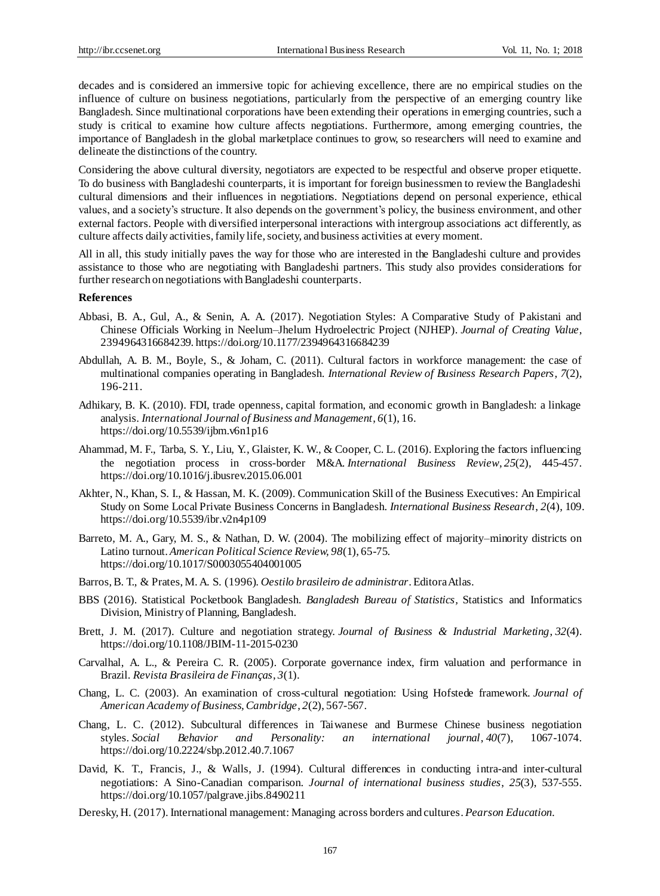decades and is considered an immersive topic for achieving excellence, there are no empirical studies on the influence of culture on business negotiations, particularly from the perspective of an emerging country like Bangladesh. Since multinational corporations have been extending their operations in emerging countries, such a study is critical to examine how culture affects negotiations. Furthermore, among emerging countries, the importance of Bangladesh in the global marketplace continues to grow, so researchers will need to examine and delineate the distinctions of the country.

Considering the above cultural diversity, negotiators are expected to be respectful and observe proper etiquette. To do business with Bangladeshi counterparts, it is important for foreign businessmen to review the Bangladeshi cultural dimensions and their influences in negotiations. Negotiations depend on personal experience, ethical values, and a society's structure. It also depends on the government's policy, the business environment, and other external factors. People with diversified interpersonal interactions with intergroup associations act differently, as culture affects daily activities, family life, society, and business activities at every moment.

All in all, this study initially paves the way for those who are interested in the Bangladeshi culture and provides assistance to those who are negotiating with Bangladeshi partners. This study also provides considerations for further research on negotiations with Bangladeshi counterparts.

## References

Abbasi, B. A., Gul, A., & Senin, A. A. (2017). Negotiation Styles: A Comparative Study of Pakistani and Chinese Officials Working in Neelum–Jhelum Hydroelectric Project (NJHEP). *Journal of Creating Value*, 2394964316684239. https://doi.org/10.1177/2394964316684239

Abdullah, A. B. M., Boyle, S., & Joham, C. (2011). Cultural factors in workforce management: the case of multinational companies operating in Bangladesh. *International Review of Business Research Papers*, *7*(2), 196-211.

Adhikary, B. K. (2010). FDI, trade openness, capital formation, and economic growth in Bangladesh: a linkage analysis. *International Journal of Business and Management*, *6*(1), 16. https://doi.org/10.5539/ijbm.v6n1p16

Ahammad, M. F., Tarba, S. Y., Liu, Y., Glaister, K. W., & Cooper, C. L. (2016). Exploring the factors influencing the negotiation process in cross-border M&A. *International Business Review*, *25*(2), 445-457. https://doi.org/10.1016/j.ibusrev.2015.06.001

Akhter, N., Khan, S. I., & Hassan, M. K. (2009). Communication Skill of the Business Executives: An Empirical Study on Some Local Private Business Concerns in Bangladesh. *International Business Research*, *2*(4), 109. https://doi.org/10.5539/ibr.v2n4p109

Barreto, M. A., Gary, M. S., & Nathan, D. W. (2004). The mobilizing effect of majority–minority districts on Latino turnout. *American Political Science Review, 98*(1), 65-75. https://doi.org/10.1017/S0003055404001005

Barros, B. T., & Prates, M. A. S. (1996). *Oestilo brasileiro de administrar*. Editora Atlas.

BBS (2016). Statistical Pocketbook Bangladesh. *Bangladesh Bureau of Statistics*, Statistics and Informatics Division, Ministry of Planning, Bangladesh.

Brett, J. M. (2017). Culture and negotiation strategy. *Journal of Business & Industrial Marketing*, *32*(4). https://doi.org/10.1108/JBIM-11-2015-0230

Carvalhal, A. L., & Pereira C. R. (2005). Corporate governance index, firm valuation and performance in Brazil. *Revista Brasileira de Finanças*, *3*(1).

Chang, L. C. (2003). An examination of cross-cultural negotiation: Using Hofstede framework. *Journal of American Academy of Business, Cambridge*, *2*(2), 567-567.

Chang, L. C. (2012). Subcultural differences in Taiwanese and Burmese Chinese business negotiation styles. *Social Behavior and Personality: an international journal*, *40*(7), 1067-1074. https://doi.org/10.2224/sbp.2012.40.7.1067

David, K. T., Francis, J., & Walls, J. (1994). Cultural differences in conducting intra-and inter-cultural negotiations: A Sino-Canadian comparison. *Journal of international business studies*, *25*(3), 537-555. https://doi.org/10.1057/palgrave.jibs.8490211

Deresky, H. (2017). International management: Managing across borders and cultures. *Pearson Education.*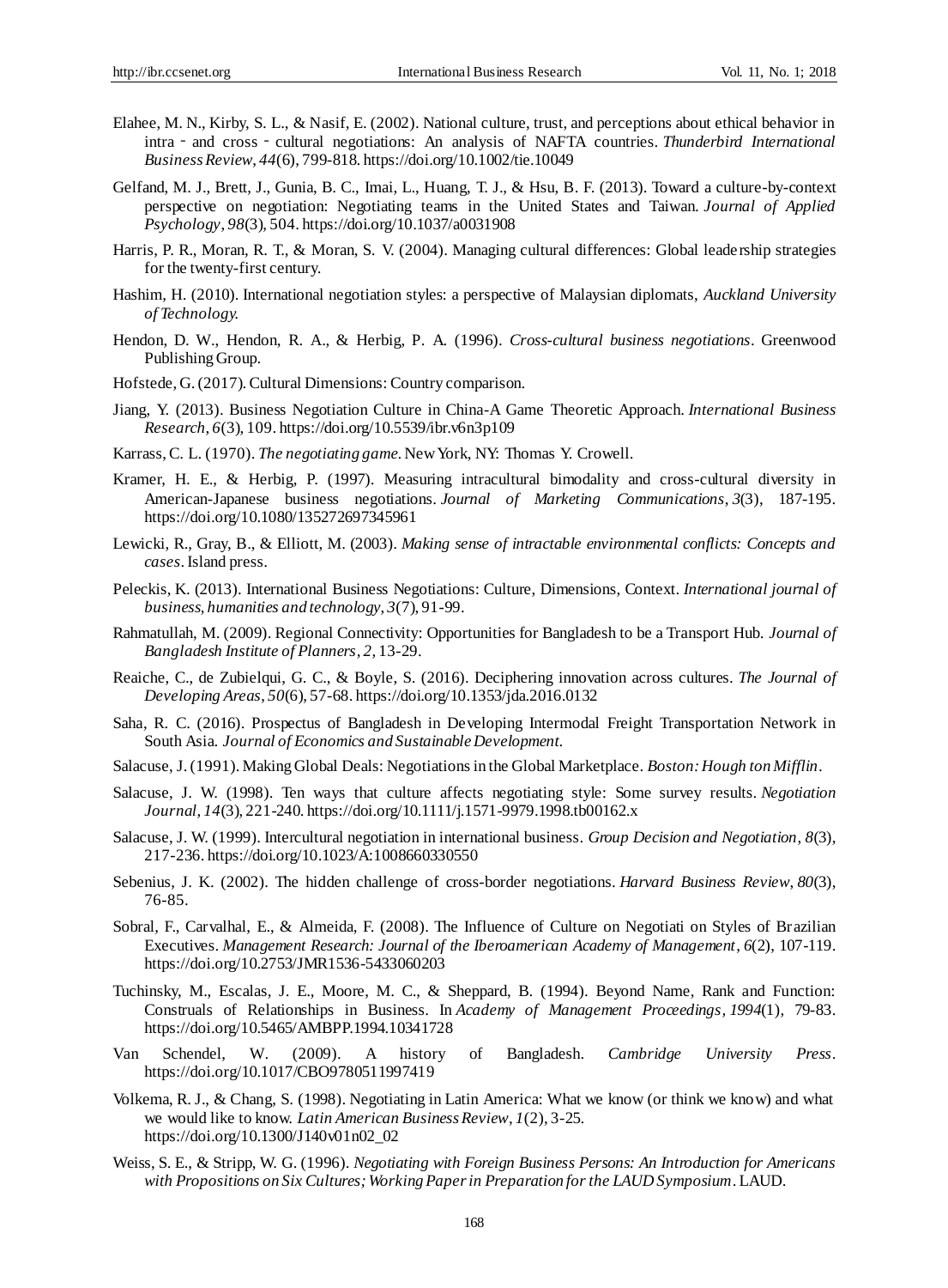Elahee, M. N., Kirby, S. L., & Nasif, E. (2002). National culture, trust, and perceptions about ethical behavior in intra‐ and cross‐cultural negotiations: An analysis of NAFTA countries. *Thunderbird International Business Review*, *44*(6), 799-818. https://doi.org/10.1002/tie.10049

Gelfand, M. J., Brett, J., Gunia, B. C., Imai, L., Huang, T. J., & Hsu, B. F. (2013). Toward a culture-by-context perspective on negotiation: Negotiating teams in the United States and Taiwan. *Journal of Applied Psychology*, *98*(3), 504. https://doi.org/10.1037/a0031908

Harris, P. R., Moran, R. T., & Moran, S. V. (2004). Managing cultural differences: Global leadership strategies for the twenty-first century.

Hashim, H. (2010). International negotiation styles: a perspective of Malaysian diplomats, *Auckland University of Technology.*

Hendon, D. W., Hendon, R. A., & Herbig, P. A. (1996). *Cross-cultural business negotiations*. Greenwood Publishing Group.

Hofstede, G. (2017). Cultural Dimensions: Country comparison.

Jiang, Y. (2013). Business Negotiation Culture in China-A Game Theoretic Approach. *International Business Research*, *6*(3), 109. https://doi.org/10.5539/ibr.v6n3p109

Karrass, C. L. (1970). *The negotiating game*. New York, NY: Thomas Y. Crowell.

Kramer, H. E., & Herbig, P. (1997). Measuring intracultural bimodality and cross-cultural diversity in American-Japanese business negotiations. *Journal of Marketing Communications*, *3*(3), 187-195. https://doi.org/10.1080/135272697345961

Lewicki, R., Gray, B., & Elliott, M. (2003). *Making sense of intractable environmental conflicts: Concepts and cases*. Island press.

Peleckis, K. (2013). International Business Negotiations: Culture, Dimensions, Context. *International journal of business, humanities and technology*, *3*(7), 91-99.

Rahmatullah, M. (2009). Regional Connectivity: Opportunities for Bangladesh to be a Transport Hub. *Journal of Bangladesh Institute of Planners*, *2*, 13-29.

Reaiche, C., de Zubielqui, G. C., & Boyle, S. (2016). Deciphering innovation across cultures. *The Journal of Developing Areas*, *50*(6), 57-68. https://doi.org/10.1353/jda.2016.0132

Saha, R. C. (2016). Prospectus of Bangladesh in Developing Intermodal Freight Transportation Network in South Asia. *Journal of Economics and Sustainable Development.*

Salacuse, J. (1991). Making Global Deals: Negotiations in the Global Marketplace. *Boston: Hough ton Mifflin*.

Salacuse, J. W. (1998). Ten ways that culture affects negotiating style: Some survey results. *Negotiation Journal*, *14*(3), 221-240. https://doi.org/10.1111/j.1571-9979.1998.tb00162.x

Salacuse, J. W. (1999). Intercultural negotiation in international business. *Group Decision and Negotiation*, *8*(3), 217-236. https://doi.org/10.1023/A:1008660330550

Sebenius, J. K. (2002). The hidden challenge of cross-border negotiations. *Harvard Business Review*, *80*(3), 76-85.

Sobral, F., Carvalhal, E., & Almeida, F. (2008). The Influence of Culture on Negotiati on Styles of Brazilian Executives. *Management Research: Journal of the Iberoamerican Academy of Management*, *6*(2), 107-119. https://doi.org/10.2753/JMR1536-5433060203

Tuchinsky, M., Escalas, J. E., Moore, M. C., & Sheppard, B. (1994). Beyond Name, Rank and Function: Construals of Relationships in Business. In *Academy of Management Proceedings, 1994*(1), 79-83. https://doi.org/10.5465/AMBPP.1994.10341728

Van Schendel, W. (2009). A history of Bangladesh. *Cambridge University Press*. https://doi.org/10.1017/CBO9780511997419

Volkema, R. J., & Chang, S. (1998). Negotiating in Latin America: What we know (or think we know) and what we would like to know. *Latin American Business Review*, *1*(2), 3-25. https://doi.org/10.1300/J140v01n02_02

Weiss, S. E., & Stripp, W. G. (1996). *Negotiating with Foreign Business Persons: An Introduction for Americans with Propositions on Six Cultures; Working Paper in Preparation for the LAUD Symposium*. LAUD.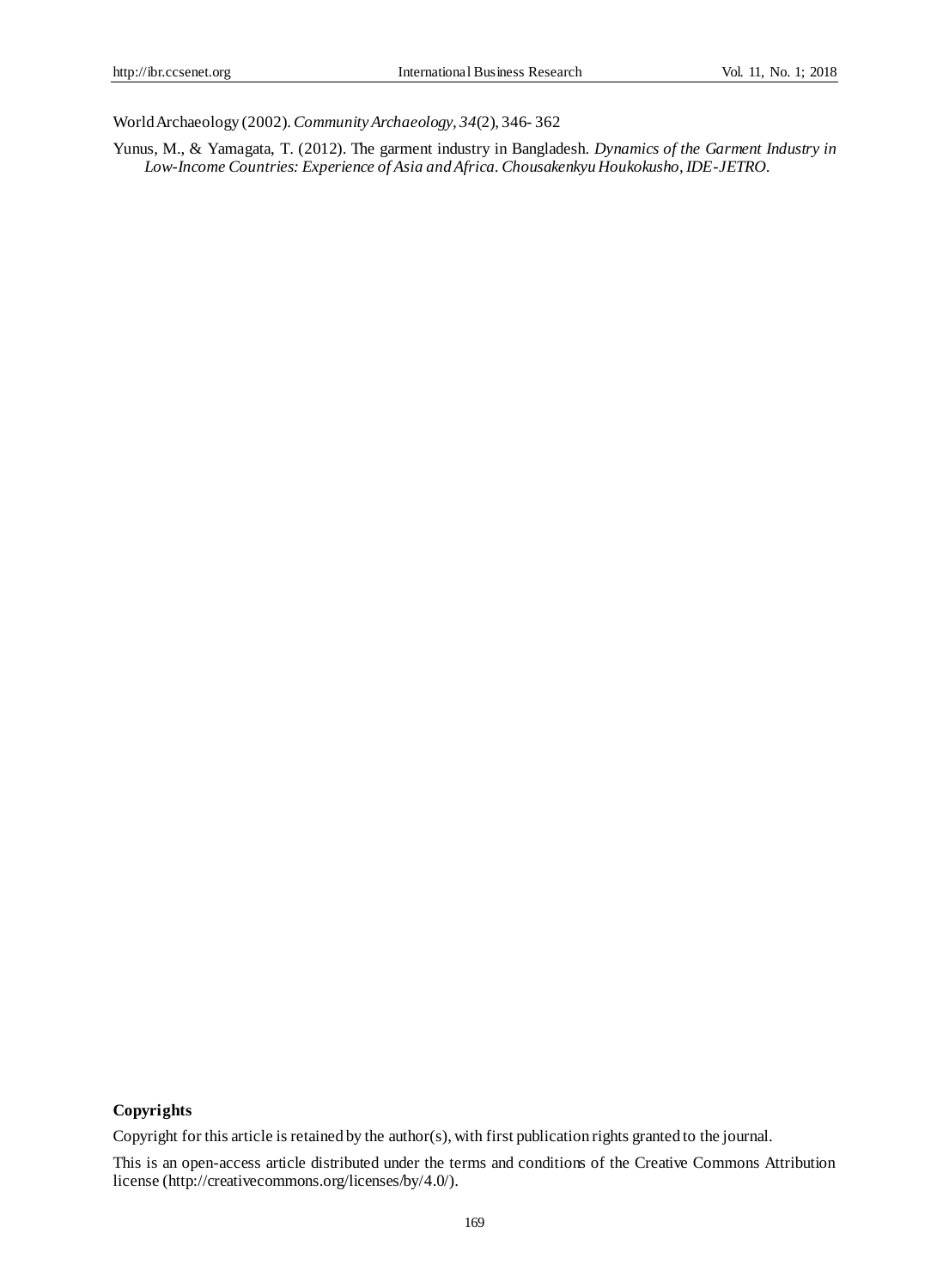World Archaeology (2002). *Community Archaeology, 34*(2), 346- 362

Yunus, M., & Yamagata, T. (2012). The garment industry in Bangladesh. *Dynamics of the Garment Industry in Low-Income Countries: Experience of Asia and Africa. Chousakenkyu Houkokusho, IDE-JETRO*.

**Copyrights**

Copyright for this article is retained by the author(s), with first publication rights granted to the journal.

This is an open-access article distributed under the terms and conditions of the Creative Commons Attribution license (http://creativecommons.org/licenses/by/4.0/).